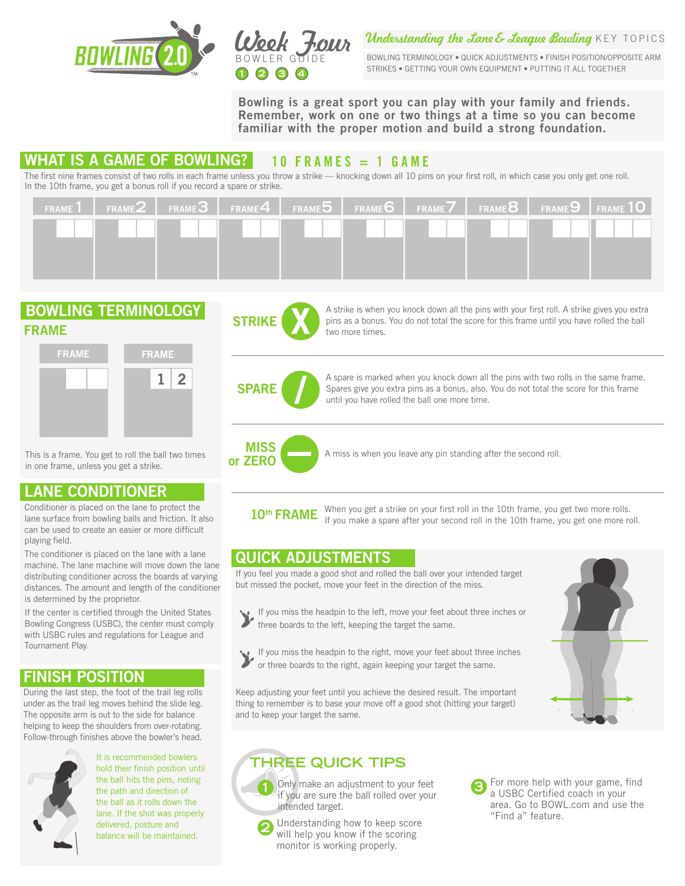# BOWLING 2.0

## Week Four

BOWLER GUIDE

1 2 3 4

**Understanding the Lane & League Bowling** KEY TOPICS

BOWLING TERMINOLOGY • QUICK ADJUSTMENTS • FINISH POSITION/OPPOSITE ARM STRIKES • GETTING YOUR OWN EQUIPMENT • PUTTING IT ALL TOGETHER

**Bowling is a great sport you can play with your family and friends. Remember, work on one or two things at a time so you can become familiar with the proper motion and build a strong foundation.**

## WHAT IS A GAME OF BOWLING?

**10 FRAMES = 1 GAME**

The first nine frames consist of two rolls in each frame unless you throw a strike — knocking down all 10 pins on your first roll, in which case you only get one roll. In the 10th frame, you get a bonus roll if you record a spare or strike.

| FRAME 1 | FRAME 2 | FRAME 3 | FRAME 4 | FRAME 5 | FRAME 6 | FRAME 7 | FRAME 8 | FRAME 9 | FRAME 10 |
|---|---|---|---|---|---|---|---|---|---|
| | | | | | | | | | |

## BOWLING TERMINOLOGY

### FRAME

| FRAME | FRAME |
|---|---|
| | 1 \| 2 |

This is a frame. You get to roll the ball two times in one frame, unless you get a strike.

**STRIKE (X)** A strike is when you knock down all the pins with your first roll. A strike gives you extra pins as a bonus. You do not total the score for this frame until you have rolled the ball two more times.

**SPARE (/)** A spare is marked when you knock down all the pins with two rolls in the same frame. Spares give you extra pins as a bonus, also. You do not total the score for this frame until you have rolled the ball one more time.

**MISS or ZERO (–)** A miss is when you leave any pin standing after the second roll.

**10th FRAME** When you get a strike on your first roll in the 10th frame, you get two more rolls. If you make a spare after your second roll in the 10th frame, you get one more roll.

## LANE CONDITIONER

Conditioner is placed on the lane to protect the lane surface from bowling balls and friction. It also can be used to create an easier or more difficult playing field.

The conditioner is placed on the lane with a lane machine. The lane machine will move down the lane distributing conditioner across the boards at varying distances. The amount and length of the conditioner is determined by the proprietor.

If the center is certified through the United States Bowling Congress (USBC), the center must comply with USBC rules and regulations for League and Tournament Play.

## FINISH POSITION

During the last step, the foot of the trail leg rolls under as the trail leg moves behind the slide leg. The opposite arm is out to the side for balance helping to keep the shoulders from over-rotating. Follow-through finishes above the bowler's head.

It is recommended bowlers hold their finish position until the ball hits the pins, noting the path and direction of the ball as it rolls down the lane. If the shot was properly delivered, posture and balance will be maintained.

## QUICK ADJUSTMENTS

If you feel you made a good shot and rolled the ball over your intended target but missed the pocket, move your feet in the direction of the miss.

- If you miss the headpin to the left, move your feet about three inches or three boards to the left, keeping the target the same.
- If you miss the headpin to the right, move your feet about three inches or three boards to the right, again keeping your target the same.

Keep adjusting your feet until you achieve the desired result. The important thing to remember is to base your move off a good shot (hitting your target) and to keep your target the same.

## THREE QUICK TIPS

1. Only make an adjustment to your feet if you are sure the ball rolled over your intended target.
2. Understanding how to keep score will help you know if the scoring monitor is working properly.
3. For more help with your game, find a USBC Certified coach in your area. Go to BOWL.com and use the "Find a" feature.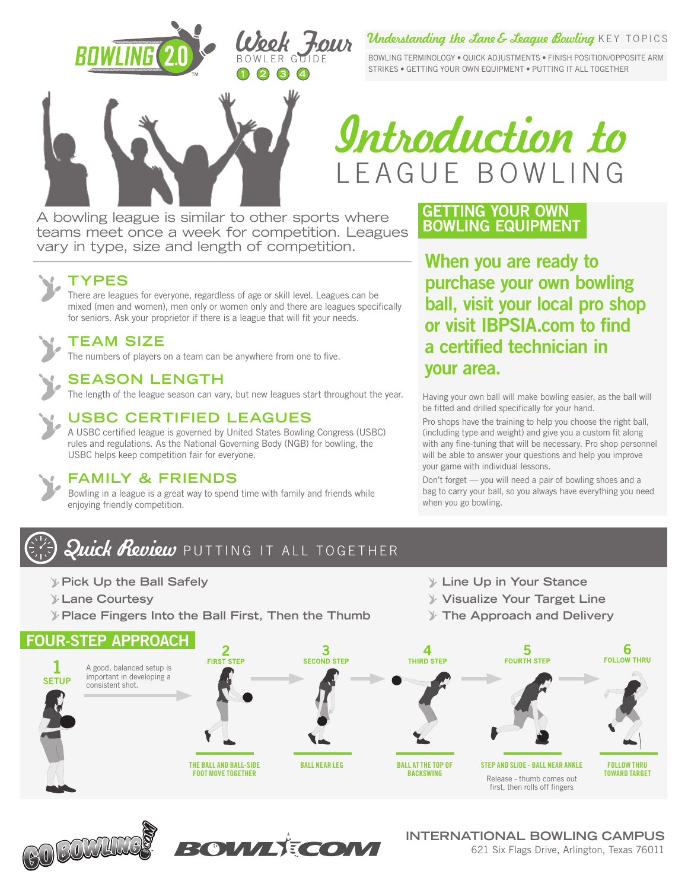BOWLING 2.0

Week Four
BOWLER GUIDE
1 2 3 4

*Understanding the Lane & League Bowling* KEY TOPICS

BOWLING TERMINOLOGY • QUICK ADJUSTMENTS • FINISH POSITION/OPPOSITE ARM STRIKES • GETTING YOUR OWN EQUIPMENT • PUTTING IT ALL TOGETHER

# Introduction to LEAGUE BOWLING

A bowling league is similar to other sports where teams meet once a week for competition. Leagues vary in type, size and length of competition.

## TYPES

There are leagues for everyone, regardless of age or skill level. Leagues can be mixed (men and women), men only or women only and there are leagues specifically for seniors. Ask your proprietor if there is a league that will fit your needs.

## TEAM SIZE

The numbers of players on a team can be anywhere from one to five.

## SEASON LENGTH

The length of the league season can vary, but new leagues start throughout the year.

## USBC CERTIFIED LEAGUES

A USBC certified league is governed by United States Bowling Congress (USBC) rules and regulations. As the National Governing Body (NGB) for bowling, the USBC helps keep competition fair for everyone.

## FAMILY & FRIENDS

Bowling in a league is a great way to spend time with family and friends while enjoying friendly competition.

## GETTING YOUR OWN BOWLING EQUIPMENT

**When you are ready to purchase your own bowling ball, visit your local pro shop or visit IBPSIA.com to find a certified technician in your area.**

Having your own ball will make bowling easier, as the ball will be fitted and drilled specifically for your hand.

Pro shops have the training to help you choose the right ball, (including type and weight) and give you a custom fit along with any fine-tuning that will be necessary. Pro shop personnel will be able to answer your questions and help you improve your game with individual lessons.

Don't forget — you will need a pair of bowling shoes and a bag to carry your ball, so you always have everything you need when you go bowling.

## *Quick Review* PUTTING IT ALL TOGETHER

- Pick Up the Ball Safely
- Lane Courtesy
- Place Fingers Into the Ball First, Then the Thumb
- Line Up in Your Stance
- Visualize Your Target Line
- The Approach and Delivery

## FOUR-STEP APPROACH

**1 SETUP** — A good, balanced setup is important in developing a consistent shot.

**2 FIRST STEP** — THE BALL AND BALL-SIDE FOOT MOVE TOGETHER

**3 SECOND STEP** — BALL NEAR LEG

**4 THIRD STEP** — BALL AT THE TOP OF BACKSWING

**5 FOURTH STEP** — STEP AND SLIDE - BALL NEAR ANKLE

Release - thumb comes out first, then rolls off fingers

**6 FOLLOW THRU** — FOLLOW THRU TOWARD TARGET

GO BOWLING.com

BOWL.COM

INTERNATIONAL BOWLING CAMPUS
621 Six Flags Drive, Arlington, Texas 76011